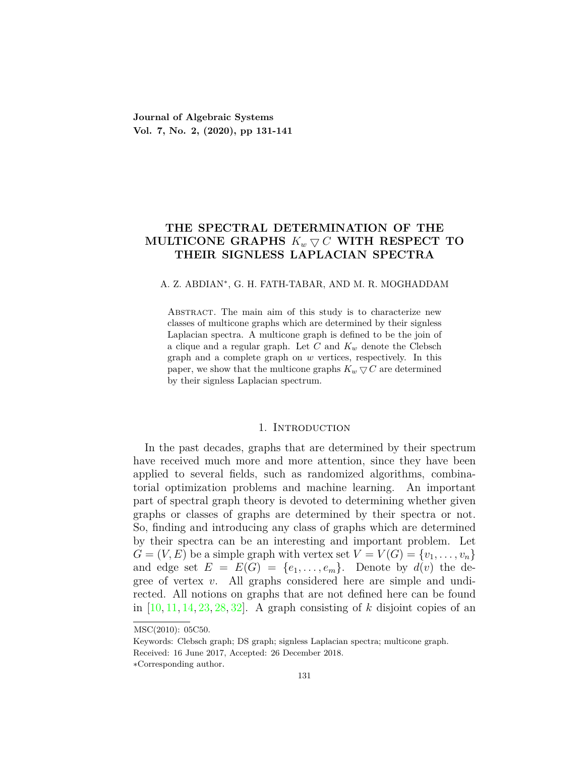# THE SPECTRAL DETERMINATION OF THE MULTICONE GRAPHS $K_w \bigtriangledown C$ WITH RESPECT TO THEIR SIGNLESS LAPLACIAN SPECTRA

A. Z. ABDIAN*, G. H. FATH-TABAR, AND M. R. MOGHADDAM

Abstract. The main aim of this study is to characterize new classes of multicone graphs which are determined by their signless Laplacian spectra. A multicone graph is defined to be the join of a clique and a regular graph. Let $C$ and $K_w$ denote the Clebsch graph and a complete graph on $w$ vertices, respectively. In this paper, we show that the multicone graphs $K_w \bigtriangledown C$ are determined by their signless Laplacian spectrum.

## 1. Introduction

In the past decades, graphs that are determined by their spectrum have received much more and more attention, since they have been applied to several fields, such as randomized algorithms, combinatorial optimization problems and machine learning. An important part of spectral graph theory is devoted to determining whether given graphs or classes of graphs are determined by their spectra or not. So, finding and introducing any class of graphs which are determined by their spectra can be an interesting and important problem. Let $G = (V, E)$ be a simple graph with vertex set $V = V(G) = \{v_1, \ldots, v_n\}$ and edge set $E = E(G) = \{e_1, \ldots, e_m\}$. Denote by $d(v)$ the degree of vertex $v$. All graphs considered here are simple and undirected. All notions on graphs that are not defined here can be found in [10, 11, 14, 23, 28, 32]. A graph consisting of $k$ disjoint copies of an

MSC(2010): 05C50.

Keywords: Clebsch graph; DS graph; signless Laplacian spectra; multicone graph.

Received: 16 June 2017, Accepted: 26 December 2018.

*Corresponding author.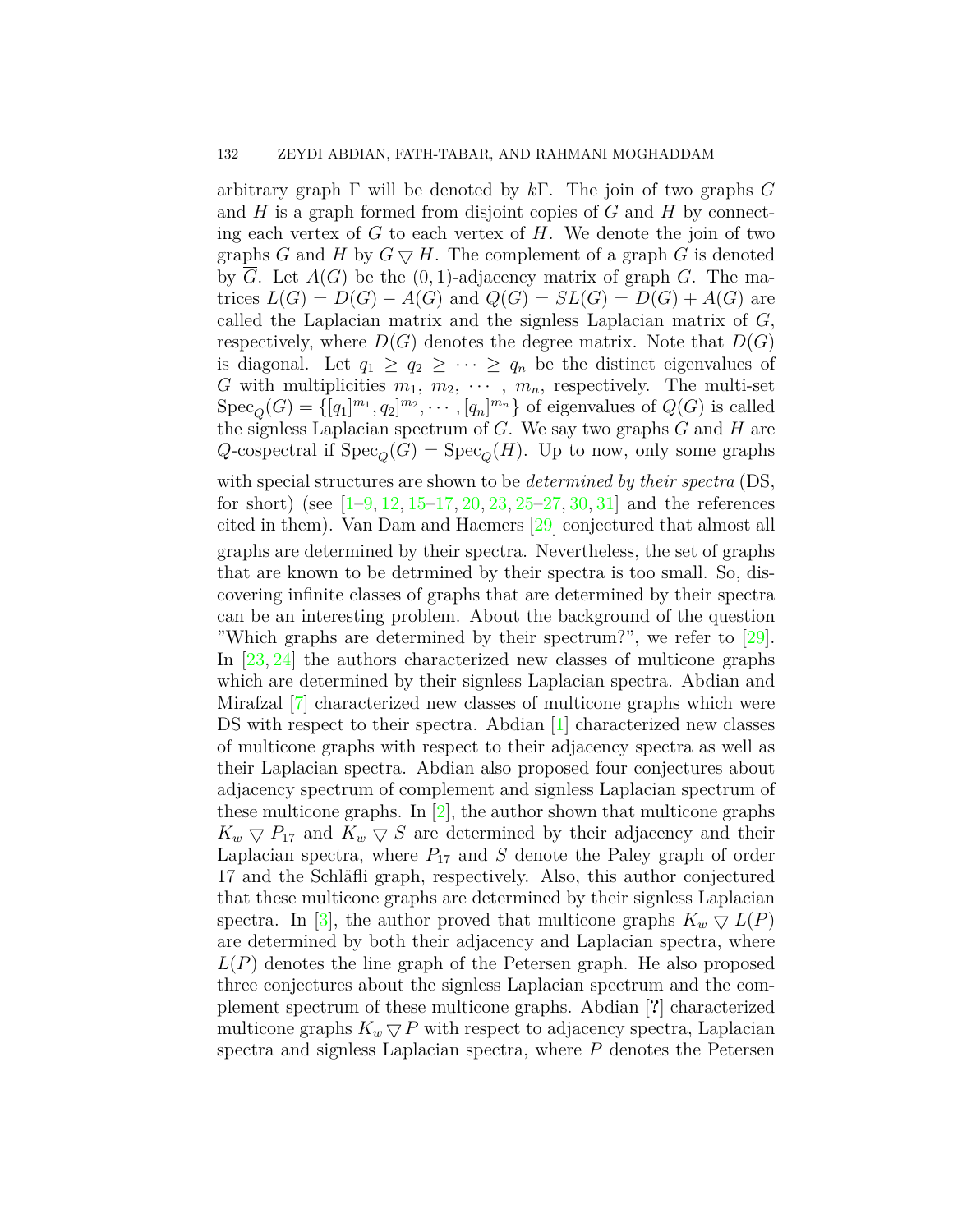arbitrary graph $\Gamma$ will be denoted by $k\Gamma$. The join of two graphs $G$ and $H$ is a graph formed from disjoint copies of $G$ and $H$ by connecting each vertex of $G$ to each vertex of $H$. We denote the join of two graphs $G$ and $H$ by $G \bigtriangledown H$. The complement of a graph $G$ is denoted by $\overline{G}$. Let $A(G)$ be the $(0,1)$-adjacency matrix of graph $G$. The matrices $L(G) = D(G) - A(G)$ and $Q(G) = SL(G) = D(G) + A(G)$ are called the Laplacian matrix and the signless Laplacian matrix of $G$, respectively, where $D(G)$ denotes the degree matrix. Note that $D(G)$ is diagonal. Let $q_1 \geq q_2 \geq \cdots \geq q_n$ be the distinct eigenvalues of $G$ with multiplicities $m_1, m_2, \cdots, m_n$, respectively. The multi-set $\mathrm{Spec}_Q(G) = \{[q_1]^{m_1}, q_2]^{m_2}, \cdots, [q_n]^{m_n}\}$ of eigenvalues of $Q(G)$ is called the signless Laplacian spectrum of $G$. We say two graphs $G$ and $H$ are $Q$-cospectral if $\mathrm{Spec}_Q(G) = \mathrm{Spec}_Q(H)$. Up to now, only some graphs with special structures are shown to be *determined by their spectra* (DS, for short) (see [1–9, 12, 15–17, 20, 23, 25–27, 30, 31] and the references cited in them). Van Dam and Haemers [29] conjectured that almost all graphs are determined by their spectra. Nevertheless, the set of graphs that are known to be detrmined by their spectra is too small. So, discovering infinite classes of graphs that are determined by their spectra can be an interesting problem. About the background of the question "Which graphs are determined by their spectrum?", we refer to [29]. In [23, 24] the authors characterized new classes of multicone graphs which are determined by their signless Laplacian spectra. Abdian and Mirafzal [7] characterized new classes of multicone graphs which were DS with respect to their spectra. Abdian [1] characterized new classes of multicone graphs with respect to their adjacency spectra as well as their Laplacian spectra. Abdian also proposed four conjectures about adjacency spectrum of complement and signless Laplacian spectrum of these multicone graphs. In [2], the author shown that multicone graphs $K_w \bigtriangledown P_{17}$ and $K_w \bigtriangledown S$ are determined by their adjacency and their Laplacian spectra, where $P_{17}$ and $S$ denote the Paley graph of order 17 and the Schläfli graph, respectively. Also, this author conjectured that these multicone graphs are determined by their signless Laplacian spectra. In [3], the author proved that multicone graphs $K_w \bigtriangledown L(P)$ are determined by both their adjacency and Laplacian spectra, where $L(P)$ denotes the line graph of the Petersen graph. He also proposed three conjectures about the signless Laplacian spectrum and the complement spectrum of these multicone graphs. Abdian [?] characterized multicone graphs $K_w \bigtriangledown P$ with respect to adjacency spectra, Laplacian spectra and signless Laplacian spectra, where $P$ denotes the Petersen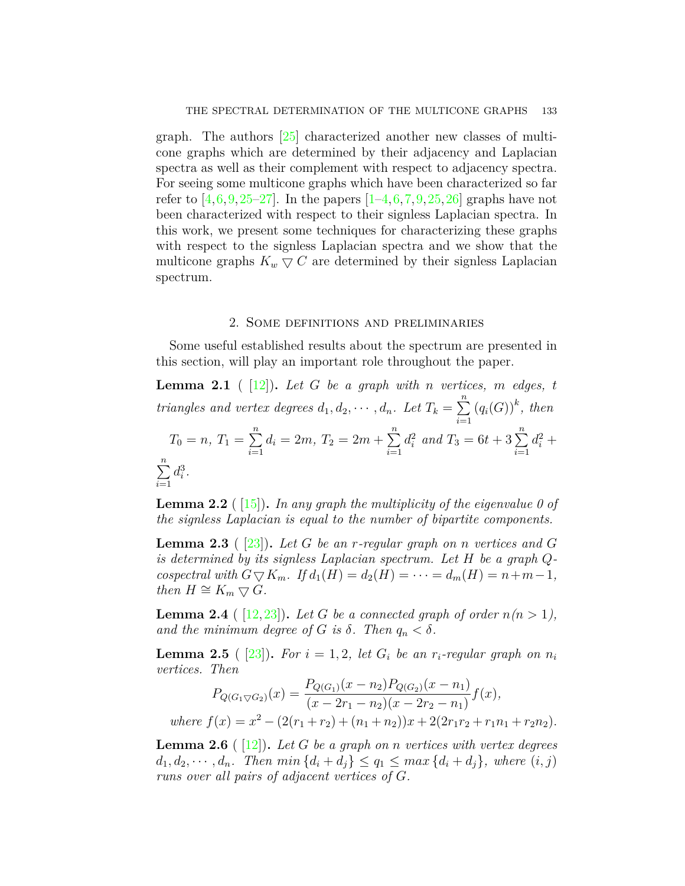graph. The authors [25] characterized another new classes of multicone graphs which are determined by their adjacency and Laplacian spectra as well as their complement with respect to adjacency spectra. For seeing some multicone graphs which have been characterized so far refer to [4,6,9,25–27]. In the papers [1–4,6,7,9,25,26] graphs have not been characterized with respect to their signless Laplacian spectra. In this work, we present some techniques for characterizing these graphs with respect to the signless Laplacian spectra and we show that the multicone graphs $K_w \bigtriangledown C$ are determined by their signless Laplacian spectrum.

## 2. Some definitions and preliminaries

Some useful established results about the spectrum are presented in this section, will play an important role throughout the paper.

**Lemma 2.1** ( [12]). *Let $G$ be a graph with $n$ vertices, $m$ edges, $t$ triangles and vertex degrees $d_1, d_2, \cdots, d_n$. Let $T_k = \sum_{i=1}^{n} (q_i(G))^k$, then*

$T_0 = n$, $T_1 = \sum_{i=1}^{n} d_i = 2m$, $T_2 = 2m + \sum_{i=1}^{n} d_i^2$ *and* $T_3 = 6t + 3\sum_{i=1}^{n} d_i^2 + \sum_{i=1}^{n} d_i^3$.

**Lemma 2.2** ( [15]). *In any graph the multiplicity of the eigenvalue 0 of the signless Laplacian is equal to the number of bipartite components.*

**Lemma 2.3** ( [23]). *Let $G$ be an $r$-regular graph on $n$ vertices and $G$ is determined by its signless Laplacian spectrum. Let $H$ be a graph $Q$-cospectral with $G \bigtriangledown K_m$. If $d_1(H) = d_2(H) = \cdots = d_m(H) = n+m-1$, then $H \cong K_m \bigtriangledown G$.*

**Lemma 2.4** ( [12,23]). *Let $G$ be a connected graph of order $n (n > 1)$, and the minimum degree of $G$ is $\delta$. Then $q_n < \delta$.*

**Lemma 2.5** ( [23]). *For $i = 1, 2$, let $G_i$ be an $r_i$-regular graph on $n_i$ vertices. Then*

$$P_{Q(G_1 \bigtriangledown G_2)}(x) = \frac{P_{Q(G_1)}(x - n_2) P_{Q(G_2)}(x - n_1)}{(x - 2r_1 - n_2)(x - 2r_2 - n_1)} f(x),$$

*where* $f(x) = x^2 - (2(r_1 + r_2) + (n_1 + n_2))x + 2(2r_1r_2 + r_1n_1 + r_2n_2)$.

**Lemma 2.6** ( [12]). *Let $G$ be a graph on $n$ vertices with vertex degrees $d_1, d_2, \cdots, d_n$. Then $min\{d_i + d_j\} \leq q_1 \leq max\{d_i + d_j\}$, where $(i, j)$ runs over all pairs of adjacent vertices of $G$.*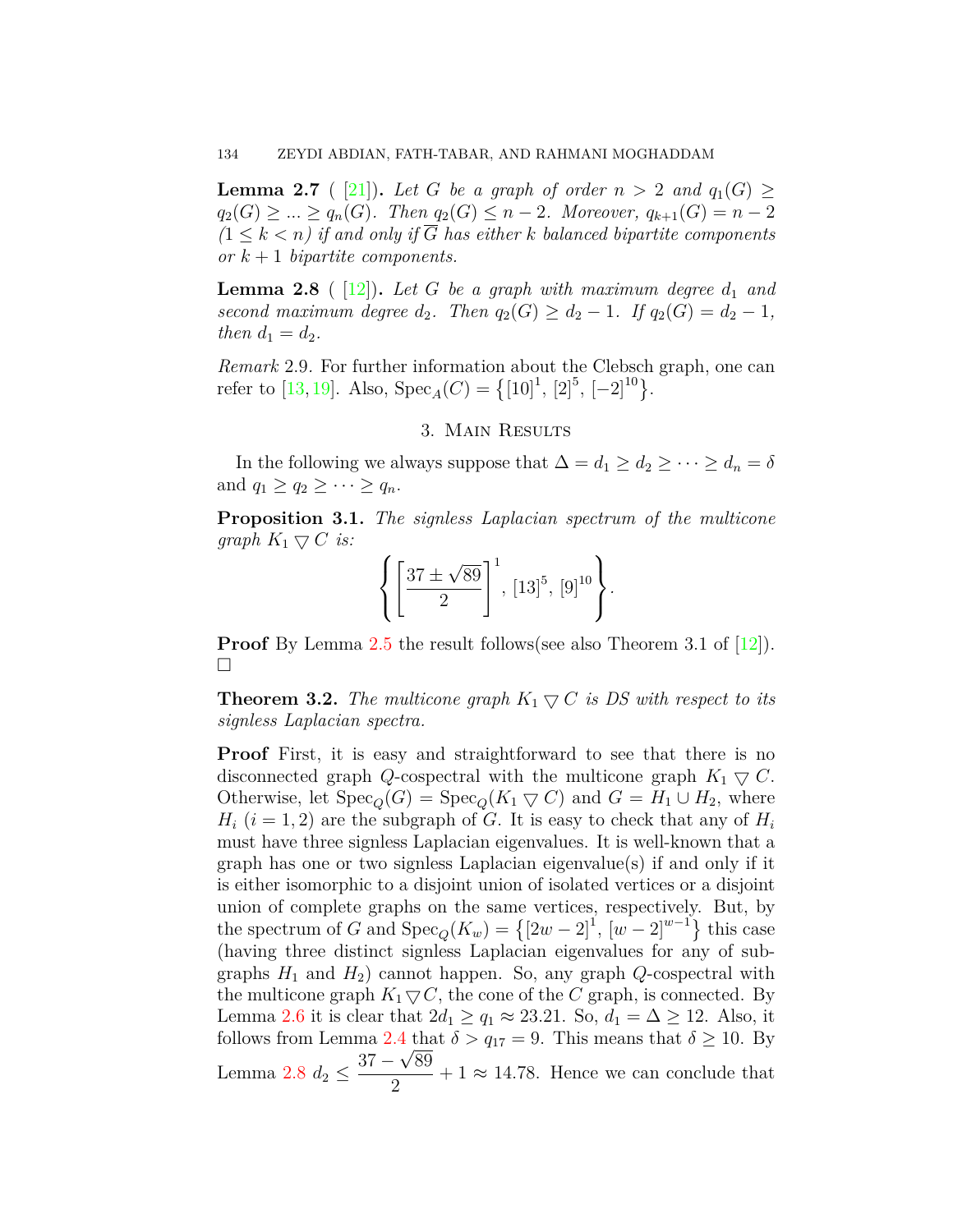**Lemma 2.7** ( [21]). *Let $G$ be a graph of order $n > 2$ and $q_1(G) \geq q_2(G) \geq ... \geq q_n(G)$. Then $q_2(G) \leq n-2$. Moreover, $q_{k+1}(G) = n-2$ $(1 \leq k < n)$ if and only if $\overline{G}$ has either $k$ balanced bipartite components or $k+1$ bipartite components.*

**Lemma 2.8** ( [12]). *Let $G$ be a graph with maximum degree $d_1$ and second maximum degree $d_2$. Then $q_2(G) \geq d_2 - 1$. If $q_2(G) = d_2 - 1$, then $d_1 = d_2$.*

*Remark* 2.9. For further information about the Clebsch graph, one can refer to [13, 19]. Also, $\mathrm{Spec}_A(C) = \left\{[10]^1, [2]^5, [-2]^{10}\right\}$.

## 3. Main Results

In the following we always suppose that $\Delta = d_1 \geq d_2 \geq \cdots \geq d_n = \delta$ and $q_1 \geq q_2 \geq \cdots \geq q_n$.

**Proposition 3.1.** *The signless Laplacian spectrum of the multicone graph $K_1 \bigtriangledown C$ is:*

$$\left\{\left[\frac{37 \pm \sqrt{89}}{2}\right]^1, [13]^5, [9]^{10}\right\}.$$

**Proof** By Lemma 2.5 the result follows(see also Theorem 3.1 of [12]). $\square$

**Theorem 3.2.** *The multicone graph $K_1 \bigtriangledown C$ is DS with respect to its signless Laplacian spectra.*

**Proof** First, it is easy and straightforward to see that there is no disconnected graph $Q$-cospectral with the multicone graph $K_1 \bigtriangledown C$. Otherwise, let $\mathrm{Spec}_Q(G) = \mathrm{Spec}_Q(K_1 \bigtriangledown C)$ and $G = H_1 \cup H_2$, where $H_i$ $(i = 1, 2)$ are the subgraph of $G$. It is easy to check that any of $H_i$ must have three signless Laplacian eigenvalues. It is well-known that a graph has one or two signless Laplacian eigenvalue(s) if and only if it is either isomorphic to a disjoint union of isolated vertices or a disjoint union of complete graphs on the same vertices, respectively. But, by the spectrum of $G$ and $\mathrm{Spec}_Q(K_w) = \left\{[2w-2]^1, [w-2]^{w-1}\right\}$ this case (having three distinct signless Laplacian eigenvalues for any of subgraphs $H_1$ and $H_2$) cannot happen. So, any graph $Q$-cospectral with the multicone graph $K_1 \bigtriangledown C$, the cone of the $C$ graph, is connected. By Lemma 2.6 it is clear that $2d_1 \geq q_1 \approx 23.21$. So, $d_1 = \Delta \geq 12$. Also, it follows from Lemma 2.4 that $\delta > q_{17} = 9$. This means that $\delta \geq 10$. By Lemma 2.8 $d_2 \leq \dfrac{37 - \sqrt{89}}{2} + 1 \approx 14.78$. Hence we can conclude that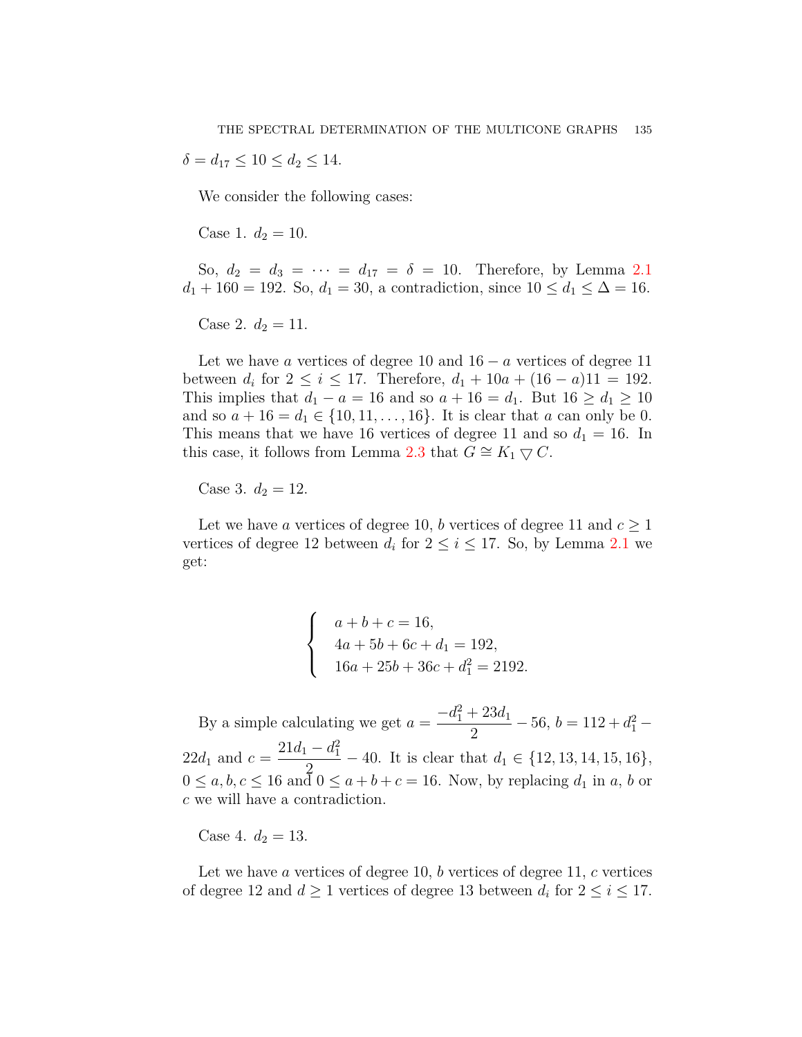$\delta = d_{17} \leq 10 \leq d_2 \leq 14$.

We consider the following cases:

Case 1. $d_2 = 10$.

So, $d_2 = d_3 = \cdots = d_{17} = \delta = 10$. Therefore, by Lemma 2.1 $d_1 + 160 = 192$. So, $d_1 = 30$, a contradiction, since $10 \leq d_1 \leq \Delta = 16$.

Case 2. $d_2 = 11$.

Let we have $a$ vertices of degree 10 and $16 - a$ vertices of degree 11 between $d_i$ for $2 \leq i \leq 17$. Therefore, $d_1 + 10a + (16 - a)11 = 192$. This implies that $d_1 - a = 16$ and so $a + 16 = d_1$. But $16 \geq d_1 \geq 10$ and so $a + 16 = d_1 \in \{10, 11, \ldots, 16\}$. It is clear that $a$ can only be 0. This means that we have 16 vertices of degree 11 and so $d_1 = 16$. In this case, it follows from Lemma 2.3 that $G \cong K_1 \bigtriangledown C$.

Case 3. $d_2 = 12$.

Let we have $a$ vertices of degree 10, $b$ vertices of degree 11 and $c \geq 1$ vertices of degree 12 between $d_i$ for $2 \leq i \leq 17$. So, by Lemma 2.1 we get:

$$
\begin{cases}
a + b + c = 16, \\
4a + 5b + 6c + d_1 = 192, \\
16a + 25b + 36c + d_1^2 = 2192.
\end{cases}
$$

By a simple calculating we get $a = \dfrac{-d_1^2 + 23d_1}{2} - 56$, $b = 112 + d_1^2 - 22d_1$ and $c = \dfrac{21d_1 - d_1^2}{2} - 40$. It is clear that $d_1 \in \{12, 13, 14, 15, 16\}$, $0 \leq a, b, c \leq 16$ and $0 \leq a + b + c = 16$. Now, by replacing $d_1$ in $a$, $b$ or $c$ we will have a contradiction.

Case 4. $d_2 = 13$.

Let we have $a$ vertices of degree 10, $b$ vertices of degree 11, $c$ vertices of degree 12 and $d \geq 1$ vertices of degree 13 between $d_i$ for $2 \leq i \leq 17$.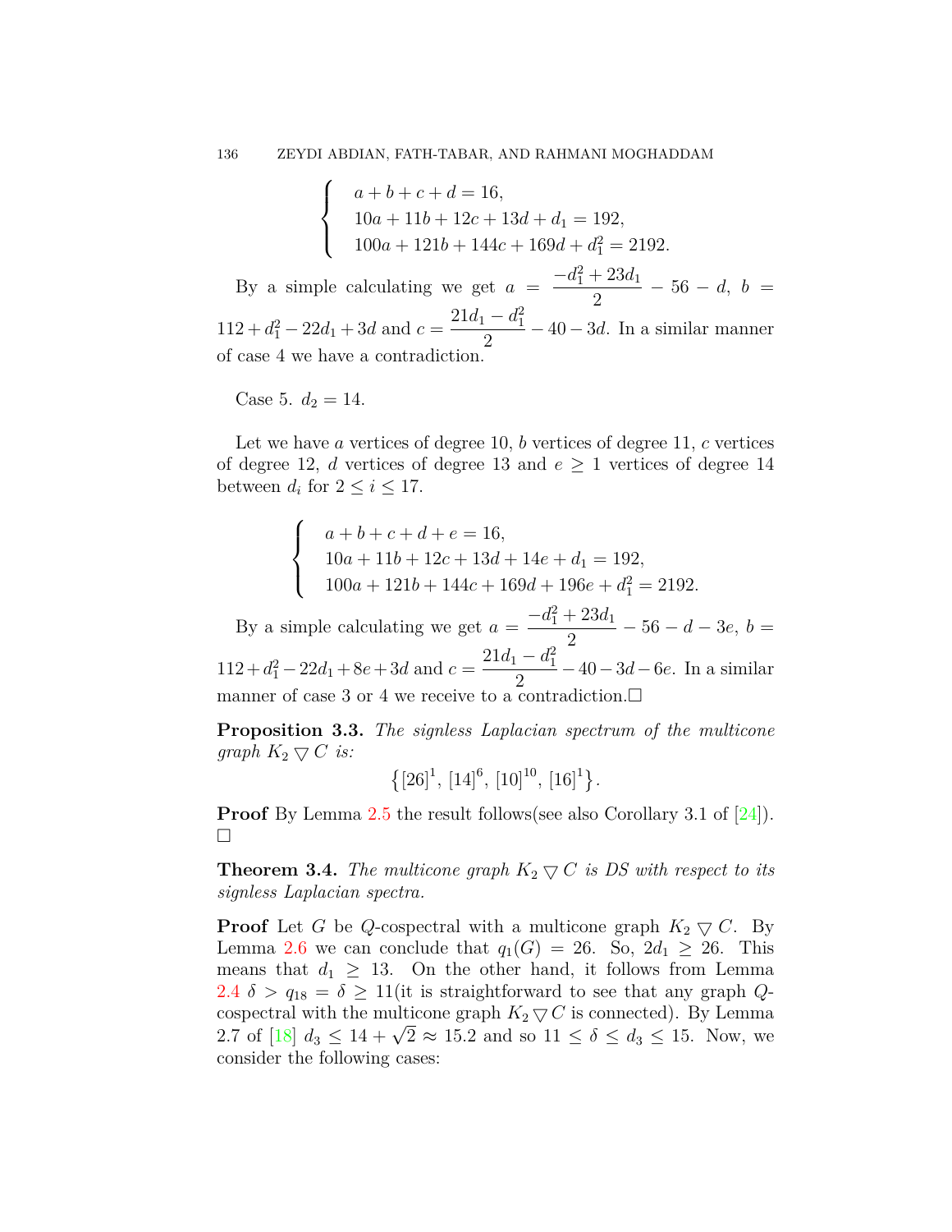$$\begin{cases} a+b+c+d=16, \\ 10a+11b+12c+13d+d_1=192, \\ 100a+121b+144c+169d+d_1^2=2192. \end{cases}$$

By a simple calculating we get $a = \dfrac{-d_1^2+23d_1}{2} - 56 - d$, $b = 112 + d_1^2 - 22d_1 + 3d$ and $c = \dfrac{21d_1 - d_1^2}{2} - 40 - 3d$. In a similar manner of case 4 we have a contradiction.

Case 5. $d_2 = 14$.

Let we have $a$ vertices of degree 10, $b$ vertices of degree 11, $c$ vertices of degree 12, $d$ vertices of degree 13 and $e \geq 1$ vertices of degree 14 between $d_i$ for $2 \leq i \leq 17$.

$$\begin{cases} a+b+c+d+e=16, \\ 10a+11b+12c+13d+14e+d_1=192, \\ 100a+121b+144c+169d+196e+d_1^2=2192. \end{cases}$$

By a simple calculating we get $a = \dfrac{-d_1^2+23d_1}{2} - 56 - d - 3e$, $b = 112 + d_1^2 - 22d_1 + 8e + 3d$ and $c = \dfrac{21d_1 - d_1^2}{2} - 40 - 3d - 6e$. In a similar manner of case 3 or 4 we receive to a contradiction.□

**Proposition 3.3.** *The signless Laplacian spectrum of the multicone graph $K_2 \bigtriangledown C$ is:*

$$\{[26]^1, [14]^6, [10]^{10}, [16]^1\}.$$

**Proof** By Lemma 2.5 the result follows(see also Corollary 3.1 of [24]). □

**Theorem 3.4.** *The multicone graph $K_2 \bigtriangledown C$ is DS with respect to its signless Laplacian spectra.*

**Proof** Let $G$ be $Q$-cospectral with a multicone graph $K_2 \bigtriangledown C$. By Lemma 2.6 we can conclude that $q_1(G) = 26$. So, $2d_1 \geq 26$. This means that $d_1 \geq 13$. On the other hand, it follows from Lemma 2.4 $\delta > q_{18} = \delta \geq 11$(it is straightforward to see that any graph $Q$-cospectral with the multicone graph $K_2 \bigtriangledown C$ is connected). By Lemma 2.7 of [18] $d_3 \leq 14 + \sqrt{2} \approx 15.2$ and so $11 \leq \delta \leq d_3 \leq 15$. Now, we consider the following cases: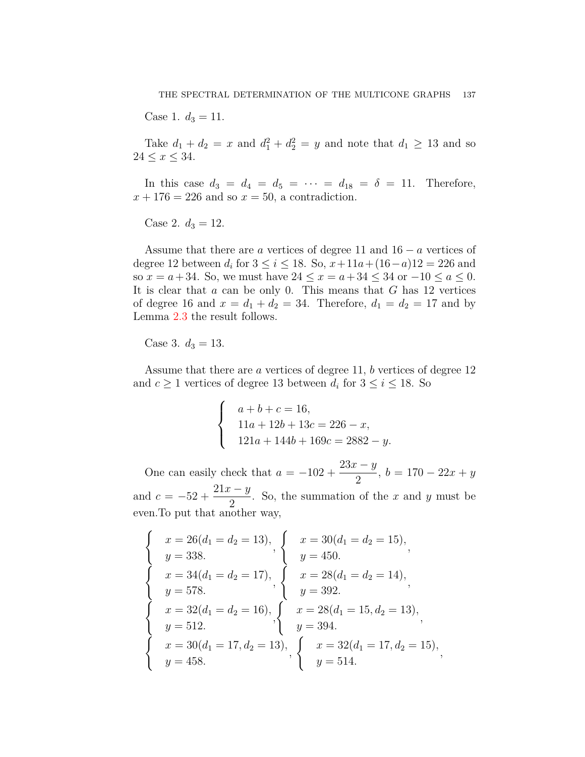Case 1. $d_3 = 11$.

Take $d_1 + d_2 = x$ and $d_1^2 + d_2^2 = y$ and note that $d_1 \geq 13$ and so $24 \leq x \leq 34$.

In this case $d_3 = d_4 = d_5 = \cdots = d_{18} = \delta = 11$. Therefore, $x + 176 = 226$ and so $x = 50$, a contradiction.

Case 2. $d_3 = 12$.

Assume that there are $a$ vertices of degree 11 and $16 - a$ vertices of degree 12 between $d_i$ for $3 \leq i \leq 18$. So, $x + 11a + (16-a)12 = 226$ and so $x = a + 34$. So, we must have $24 \leq x = a + 34 \leq 34$ or $-10 \leq a \leq 0$. It is clear that $a$ can be only 0. This means that $G$ has 12 vertices of degree 16 and $x = d_1 + d_2 = 34$. Therefore, $d_1 = d_2 = 17$ and by Lemma 2.3 the result follows.

Case 3. $d_3 = 13$.

Assume that there are $a$ vertices of degree 11, $b$ vertices of degree 12 and $c \geq 1$ vertices of degree 13 between $d_i$ for $3 \leq i \leq 18$. So

$$\begin{cases} a + b + c = 16, \\ 11a + 12b + 13c = 226 - x, \\ 121a + 144b + 169c = 2882 - y. \end{cases}$$

One can easily check that $a = -102 + \dfrac{23x - y}{2}$, $b = 170 - 22x + y$ and $c = -52 + \dfrac{21x - y}{2}$. So, the summation of the $x$ and $y$ must be even.To put that another way,

$$\begin{cases} x = 26 (d_1 = d_2 = 13), \\ y = 338. \end{cases}, \begin{cases} x = 30 (d_1 = d_2 = 15), \\ y = 450. \end{cases},$$
$$\begin{cases} x = 34 (d_1 = d_2 = 17), \\ y = 578. \end{cases}, \begin{cases} x = 28 (d_1 = d_2 = 14), \\ y = 392. \end{cases},$$
$$\begin{cases} x = 32 (d_1 = d_2 = 16), \\ y = 512. \end{cases}, \begin{cases} x = 28 (d_1 = 15, d_2 = 13), \\ y = 394. \end{cases},$$
$$\begin{cases} x = 30 (d_1 = 17, d_2 = 13), \\ y = 458. \end{cases}, \begin{cases} x = 32 (d_1 = 17, d_2 = 15), \\ y = 514. \end{cases},$$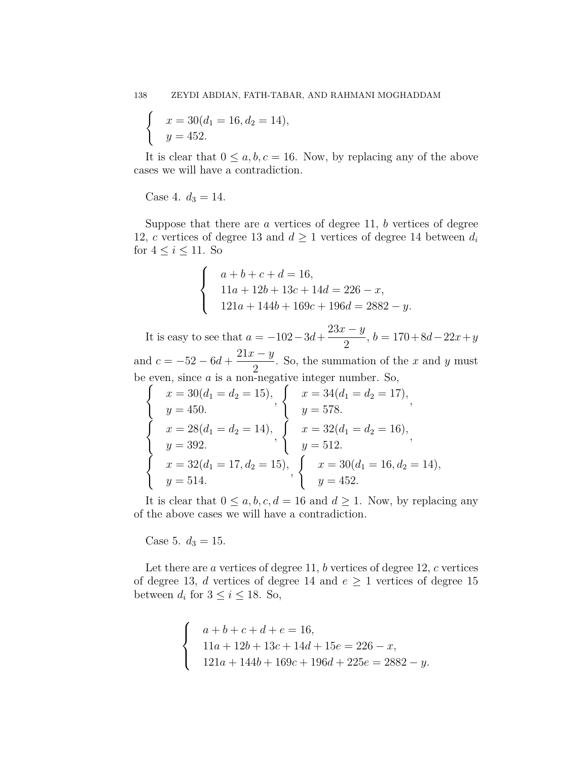$$\begin{cases} x = 30(d_1 = 16, d_2 = 14), \\ y = 452. \end{cases}$$

It is clear that $0 \leq a, b, c = 16$. Now, by replacing any of the above cases we will have a contradiction.

Case 4. $d_3 = 14$.

Suppose that there are $a$ vertices of degree 11, $b$ vertices of degree 12, $c$ vertices of degree 13 and $d \geq 1$ vertices of degree 14 between $d_i$ for $4 \leq i \leq 11$. So

$$\begin{cases} a + b + c + d = 16, \\ 11a + 12b + 13c + 14d = 226 - x, \\ 121a + 144b + 169c + 196d = 2882 - y. \end{cases}$$

It is easy to see that $a = -102 - 3d + \dfrac{23x - y}{2}$, $b = 170 + 8d - 22x + y$ and $c = -52 - 6d + \dfrac{21x - y}{2}$. So, the summation of the $x$ and $y$ must be even, since $a$ is a non-negative integer number. So,

$$\begin{cases} x = 30(d_1 = d_2 = 15), \\ y = 450. \end{cases}, \begin{cases} x = 34(d_1 = d_2 = 17), \\ y = 578. \end{cases},$$

$$\begin{cases} x = 28(d_1 = d_2 = 14), \\ y = 392. \end{cases}, \begin{cases} x = 32(d_1 = d_2 = 16), \\ y = 512. \end{cases},$$

$$\begin{cases} x = 32(d_1 = 17, d_2 = 15), \\ y = 514. \end{cases}, \begin{cases} x = 30(d_1 = 16, d_2 = 14), \\ y = 452. \end{cases}$$

It is clear that $0 \leq a, b, c, d = 16$ and $d \geq 1$. Now, by replacing any of the above cases we will have a contradiction.

Case 5. $d_3 = 15$.

Let there are $a$ vertices of degree 11, $b$ vertices of degree 12, $c$ vertices of degree 13, $d$ vertices of degree 14 and $e \geq 1$ vertices of degree 15 between $d_i$ for $3 \leq i \leq 18$. So,

$$\begin{cases} a + b + c + d + e = 16, \\ 11a + 12b + 13c + 14d + 15e = 226 - x, \\ 121a + 144b + 169c + 196d + 225e = 2882 - y. \end{cases}$$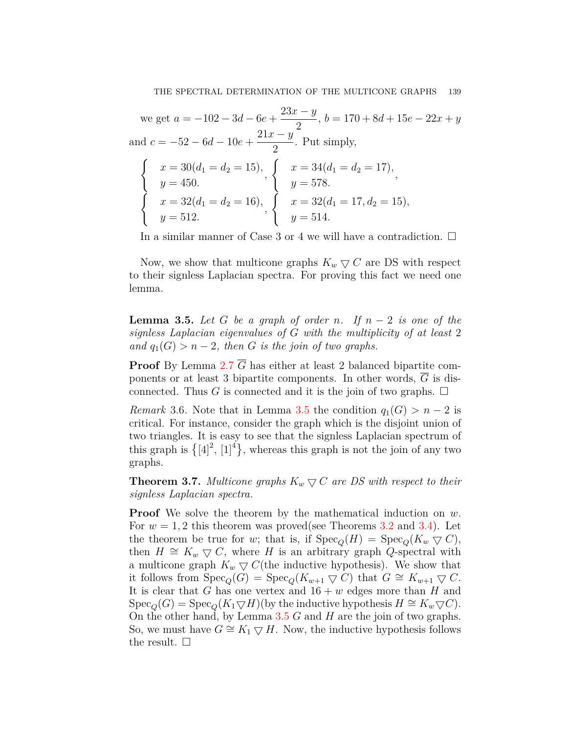we get $a = -102 - 3d - 6e + \dfrac{23x - y}{2}$, $b = 170 + 8d + 15e - 22x + y$ and $c = -52 - 6d - 10e + \dfrac{21x - y}{2}$. Put simply,

$$\begin{cases} x = 30(d_1 = d_2 = 15), \\ y = 450. \end{cases}, \begin{cases} x = 34(d_1 = d_2 = 17), \\ y = 578. \end{cases},$$

$$\begin{cases} x = 32(d_1 = d_2 = 16), \\ y = 512. \end{cases}, \begin{cases} x = 32(d_1 = 17, d_2 = 15), \\ y = 514. \end{cases}$$

In a similar manner of Case 3 or 4 we will have a contradiction. □

Now, we show that multicone graphs $K_w \bigtriangledown C$ are DS with respect to their signless Laplacian spectra. For proving this fact we need one lemma.

**Lemma 3.5.** *Let $G$ be a graph of order $n$. If $n - 2$ is one of the signless Laplacian eigenvalues of $G$ with the multiplicity of at least 2 and $q_1(G) > n - 2$, then $G$ is the join of two graphs.*

**Proof** By Lemma 2.7 $\overline{G}$ has either at least 2 balanced bipartite components or at least 3 bipartite components. In other words, $\overline{G}$ is disconnected. Thus $G$ is connected and it is the join of two graphs. □

*Remark* 3.6. Note that in Lemma 3.5 the condition $q_1(G) > n - 2$ is critical. For instance, consider the graph which is the disjoint union of two triangles. It is easy to see that the signless Laplacian spectrum of this graph is $\{[4]^2, [1]^4\}$, whereas this graph is not the join of any two graphs.

**Theorem 3.7.** *Multicone graphs $K_w \bigtriangledown C$ are DS with respect to their signless Laplacian spectra.*

**Proof** We solve the theorem by the mathematical induction on $w$. For $w = 1, 2$ this theorem was proved(see Theorems 3.2 and 3.4). Let the theorem be true for $w$; that is, if $\mathrm{Spec}_Q(H) = \mathrm{Spec}_Q(K_w \bigtriangledown C)$, then $H \cong K_w \bigtriangledown C$, where $H$ is an arbitrary graph $Q$-spectral with a multicone graph $K_w \bigtriangledown C$(the inductive hypothesis). We show that it follows from $\mathrm{Spec}_Q(G) = \mathrm{Spec}_Q(K_{w+1} \bigtriangledown C)$ that $G \cong K_{w+1} \bigtriangledown C$. It is clear that $G$ has one vertex and $16 + w$ edges more than $H$ and $\mathrm{Spec}_Q(G) = \mathrm{Spec}_Q(K_1 \bigtriangledown H)$(by the inductive hypothesis $H \cong K_w \bigtriangledown C$). On the other hand, by Lemma 3.5 $G$ and $H$ are the join of two graphs. So, we must have $G \cong K_1 \bigtriangledown H$. Now, the inductive hypothesis follows the result. □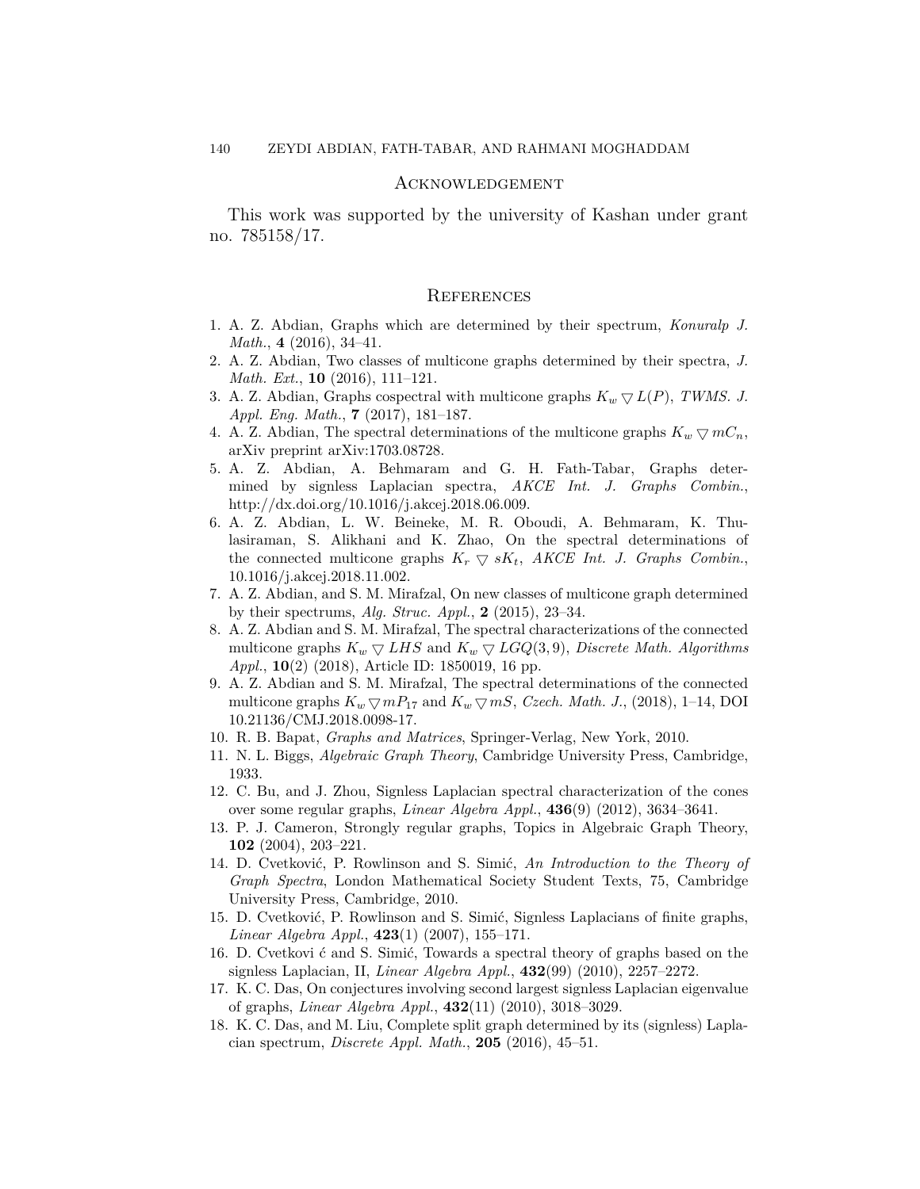## Acknowledgement

This work was supported by the university of Kashan under grant no. 785158/17.

## References

1. A. Z. Abdian, Graphs which are determined by their spectrum, *Konuralp J. Math.*, **4** (2016), 34–41.
2. A. Z. Abdian, Two classes of multicone graphs determined by their spectra, *J. Math. Ext.*, **10** (2016), 111–121.
3. A. Z. Abdian, Graphs cospectral with multicone graphs $K_w \bigtriangledown L(P)$, *TWMS. J. Appl. Eng. Math.*, **7** (2017), 181–187.
4. A. Z. Abdian, The spectral determinations of the multicone graphs $K_w \bigtriangledown mC_n$, arXiv preprint arXiv:1703.08728.
5. A. Z. Abdian, A. Behmaram and G. H. Fath-Tabar, Graphs determined by signless Laplacian spectra, *AKCE Int. J. Graphs Combin.*, http://dx.doi.org/10.1016/j.akcej.2018.06.009.
6. A. Z. Abdian, L. W. Beineke, M. R. Oboudi, A. Behmaram, K. Thulasiraman, S. Alikhani and K. Zhao, On the spectral determinations of the connected multicone graphs $K_r \bigtriangledown sK_t$, *AKCE Int. J. Graphs Combin.*, 10.1016/j.akcej.2018.11.002.
7. A. Z. Abdian, and S. M. Mirafzal, On new classes of multicone graph determined by their spectrums, *Alg. Struc. Appl.*, **2** (2015), 23–34.
8. A. Z. Abdian and S. M. Mirafzal, The spectral characterizations of the connected multicone graphs $K_w \bigtriangledown LHS$ and $K_w \bigtriangledown LGQ(3, 9)$, *Discrete Math. Algorithms Appl.*, **10**(2) (2018), Article ID: 1850019, 16 pp.
9. A. Z. Abdian and S. M. Mirafzal, The spectral determinations of the connected multicone graphs $K_w \bigtriangledown mP_{17}$ and $K_w \bigtriangledown mS$, *Czech. Math. J.*, (2018), 1–14, DOI 10.21136/CMJ.2018.0098-17.
10. R. B. Bapat, *Graphs and Matrices*, Springer-Verlag, New York, 2010.
11. N. L. Biggs, *Algebraic Graph Theory*, Cambridge University Press, Cambridge, 1933.
12. C. Bu, and J. Zhou, Signless Laplacian spectral characterization of the cones over some regular graphs, *Linear Algebra Appl.*, **436**(9) (2012), 3634–3641.
13. P. J. Cameron, Strongly regular graphs, Topics in Algebraic Graph Theory, **102** (2004), 203–221.
14. D. Cvetković, P. Rowlinson and S. Simić, *An Introduction to the Theory of Graph Spectra*, London Mathematical Society Student Texts, 75, Cambridge University Press, Cambridge, 2010.
15. D. Cvetković, P. Rowlinson and S. Simić, Signless Laplacians of finite graphs, *Linear Algebra Appl.*, **423**(1) (2007), 155–171.
16. D. Cvetkovi ć and S. Simić, Towards a spectral theory of graphs based on the signless Laplacian, II, *Linear Algebra Appl.*, **432**(99) (2010), 2257–2272.
17. K. C. Das, On conjectures involving second largest signless Laplacian eigenvalue of graphs, *Linear Algebra Appl.*, **432**(11) (2010), 3018–3029.
18. K. C. Das, and M. Liu, Complete split graph determined by its (signless) Laplacian spectrum, *Discrete Appl. Math.*, **205** (2016), 45–51.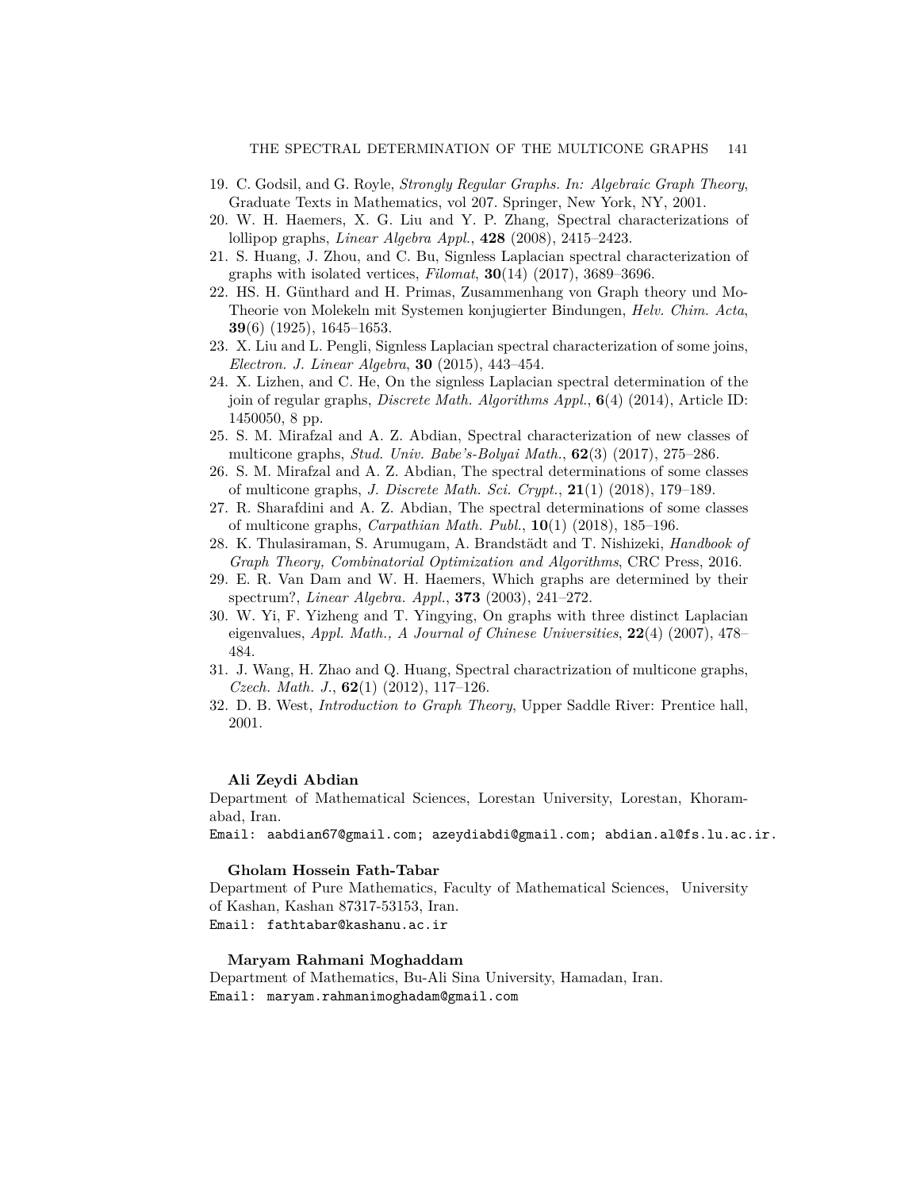19. C. Godsil, and G. Royle, *Strongly Regular Graphs. In: Algebraic Graph Theory*, Graduate Texts in Mathematics, vol 207. Springer, New York, NY, 2001.
20. W. H. Haemers, X. G. Liu and Y. P. Zhang, Spectral characterizations of lollipop graphs, *Linear Algebra Appl.*, **428** (2008), 2415–2423.
21. S. Huang, J. Zhou, and C. Bu, Signless Laplacian spectral characterization of graphs with isolated vertices, *Filomat*, **30**(14) (2017), 3689–3696.
22. HS. H. Günthard and H. Primas, Zusammenhang von Graph theory und Mo-Theorie von Molekeln mit Systemen konjugierter Bindungen, *Helv. Chim. Acta*, **39**(6) (1925), 1645–1653.
23. X. Liu and L. Pengli, Signless Laplacian spectral characterization of some joins, *Electron. J. Linear Algebra*, **30** (2015), 443–454.
24. X. Lizhen, and C. He, On the signless Laplacian spectral determination of the join of regular graphs, *Discrete Math. Algorithms Appl.*, **6**(4) (2014), Article ID: 1450050, 8 pp.
25. S. M. Mirafzal and A. Z. Abdian, Spectral characterization of new classes of multicone graphs, *Stud. Univ. Babe's-Bolyai Math.*, **62**(3) (2017), 275–286.
26. S. M. Mirafzal and A. Z. Abdian, The spectral determinations of some classes of multicone graphs, *J. Discrete Math. Sci. Crypt.*, **21**(1) (2018), 179–189.
27. R. Sharafdini and A. Z. Abdian, The spectral determinations of some classes of multicone graphs, *Carpathian Math. Publ.*, **10**(1) (2018), 185–196.
28. K. Thulasiraman, S. Arumugam, A. Brandstädt and T. Nishizeki, *Handbook of Graph Theory, Combinatorial Optimization and Algorithms*, CRC Press, 2016.
29. E. R. Van Dam and W. H. Haemers, Which graphs are determined by their spectrum?, *Linear Algebra. Appl.*, **373** (2003), 241–272.
30. W. Yi, F. Yizheng and T. Yingying, On graphs with three distinct Laplacian eigenvalues, *Appl. Math., A Journal of Chinese Universities*, **22**(4) (2007), 478–484.
31. J. Wang, H. Zhao and Q. Huang, Spectral charactrization of multicone graphs, *Czech. Math. J.*, **62**(1) (2012), 117–126.
32. D. B. West, *Introduction to Graph Theory*, Upper Saddle River: Prentice hall, 2001.

**Ali Zeydi Abdian**

Department of Mathematical Sciences, Lorestan University, Lorestan, Khoramabad, Iran.

Email: aabdian67@gmail.com; azeydiabdi@gmail.com; abdian.al@fs.lu.ac.ir.

**Gholam Hossein Fath-Tabar**

Department of Pure Mathematics, Faculty of Mathematical Sciences, University of Kashan, Kashan 87317-53153, Iran.

Email: fathtabar@kashanu.ac.ir

**Maryam Rahmani Moghaddam**

Department of Mathematics, Bu-Ali Sina University, Hamadan, Iran.

Email: maryam.rahmanimoghadam@gmail.com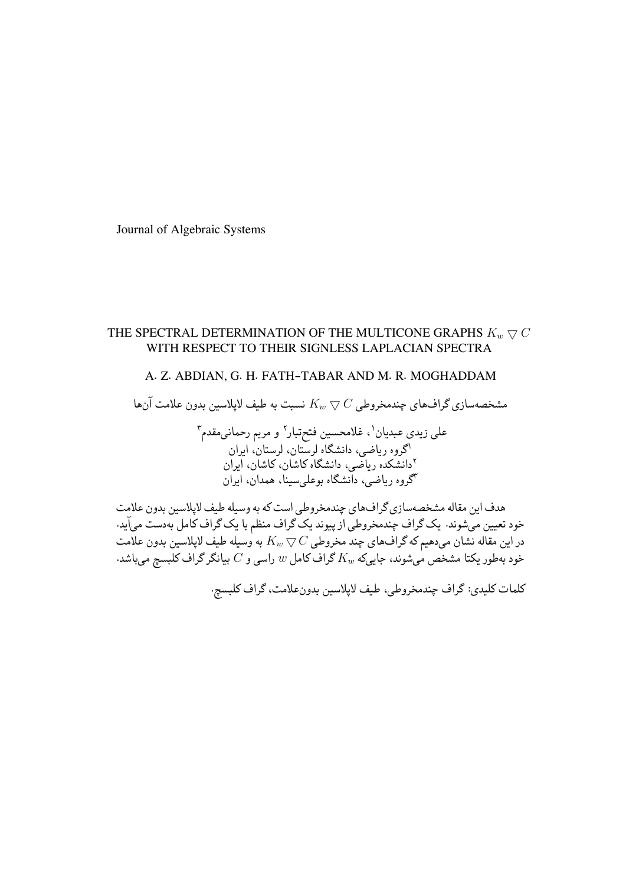Journal of Algebraic Systems

# THE SPECTRAL DETERMINATION OF THE MULTICONE GRAPHS $K_w \bigtriangledown C$ WITH RESPECT TO THEIR SIGNLESS LAPLACIAN SPECTRA

A. Z. ABDIAN, G. H. FATH–TABAR AND M. R. MOGHADDAM

مشخصه‌سازی گراف‌های چندمخروطی $K_w \bigtriangledown C$ نسبت به طیف لاپلاسین بدون علامت آن‌ها

علی زیدی عبدیان[۱]، غلامحسین فتح‌تبار[۲] و مریم رحمانی‌مقدم[۳]

[۱]گروه ریاضی، دانشگاه لرستان، لرستان، ایران

[۲]دانشکده ریاضی، دانشگاه کاشان، کاشان، ایران

[۳]گروه ریاضی، دانشگاه بوعلی‌سینا، همدان، ایران

هدف این مقاله مشخصه‌سازی گراف‌های چندمخروطی است که به وسیله طیف لاپلاسین بدون علامت خود تعیین می‌شوند. یک گراف چندمخروطی از پیوند یک گراف منظم با یک گراف کامل به‌دست می‌آید. در این مقاله نشان می‌دهیم که گراف‌های چند مخروطی $K_w \bigtriangledown C$ به وسیله طیف لاپلاسین بدون علامت خود به‌طور یکتا مشخص می‌شوند، جایی‌که $K_w$ گراف کامل $w$ راسی و $C$ بیانگر گراف کلبسچ می‌باشد.

کلمات کلیدی: گراف چندمخروطی، طیف لاپلاسین بدون‌علامت، گراف کلبسچ.